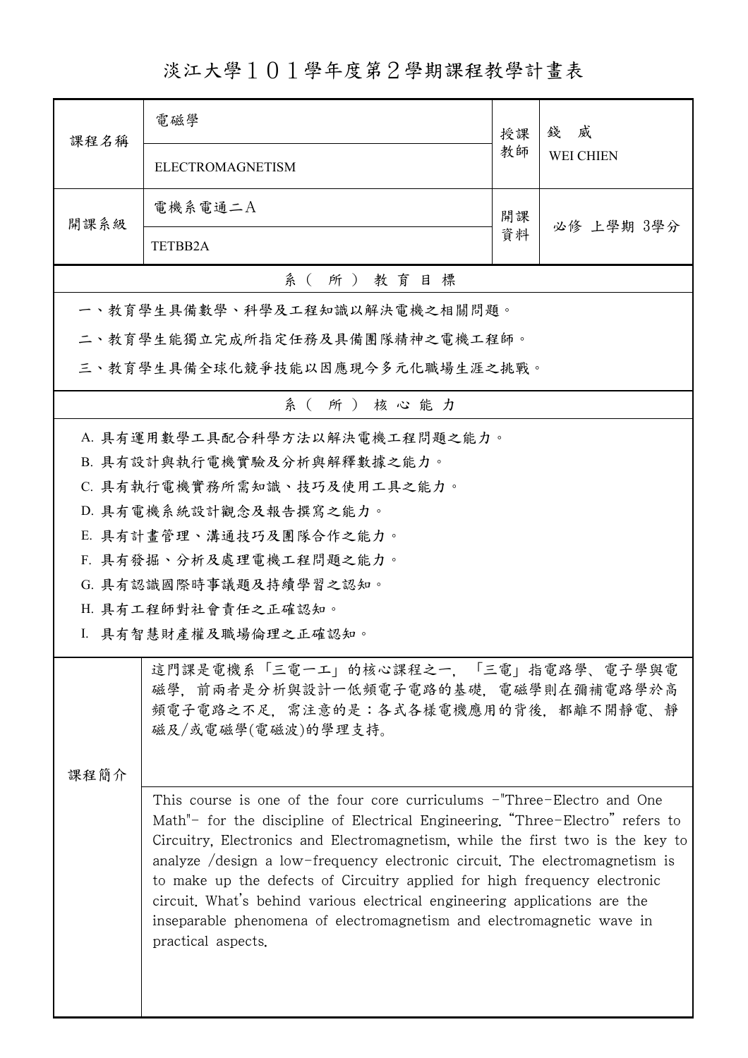# 淡江大學１０１學年度第２學期課程教學計畫表

| 課程名稱 | 電磁學<br>ELECTROMAGNETISM | 授課教師 | 錢　威<br>WEI CHIEN |
|---|---|---|---|
| 開課系級 | 電機系電通二A<br>TETBB2A | 開課資料 | 必修 上學期 3學分 |

## 系（所）教育目標

一、教育學生具備數學、科學及工程知識以解決電機之相關問題。

二、教育學生能獨立完成所指定任務及具備團隊精神之電機工程師。

三、教育學生具備全球化競爭技能以因應現今多元化職場生涯之挑戰。

## 系（所）核心能力

A. 具有運用數學工具配合科學方法以解決電機工程問題之能力。

B. 具有設計與執行電機實驗及分析與解釋數據之能力。

C. 具有執行電機實務所需知識、技巧及使用工具之能力。

D. 具有電機系統設計觀念及報告撰寫之能力。

E. 具有計畫管理、溝通技巧及團隊合作之能力。

F. 具有發掘、分析及處理電機工程問題之能力。

G. 具有認識國際時事議題及持續學習之認知。

H. 具有工程師對社會責任之正確認知。

I. 具有智慧財產權及職場倫理之正確認知。

## 課程簡介

這門課是電機系「三電一工」的核心課程之一, 「三電」指電路學、電子學與電磁學, 前兩者是分析與設計一低頻電子電路的基礎, 電磁學則在彌補電路學於高頻電子電路之不足, 需注意的是：各式各樣電機應用的背後, 都離不開靜電、靜磁及/或電磁學(電磁波)的學理支持。

This course is one of the four core curriculums -"Three-Electro and One Math"- for the discipline of Electrical Engineering. "Three-Electro" refers to Circuitry, Electronics and Electromagnetism, while the first two is the key to analyze /design a low-frequency electronic circuit. The electromagnetism is to make up the defects of Circuitry applied for high frequency electronic circuit. What's behind various electrical engineering applications are the inseparable phenomena of electromagnetism and electromagnetic wave in practical aspects.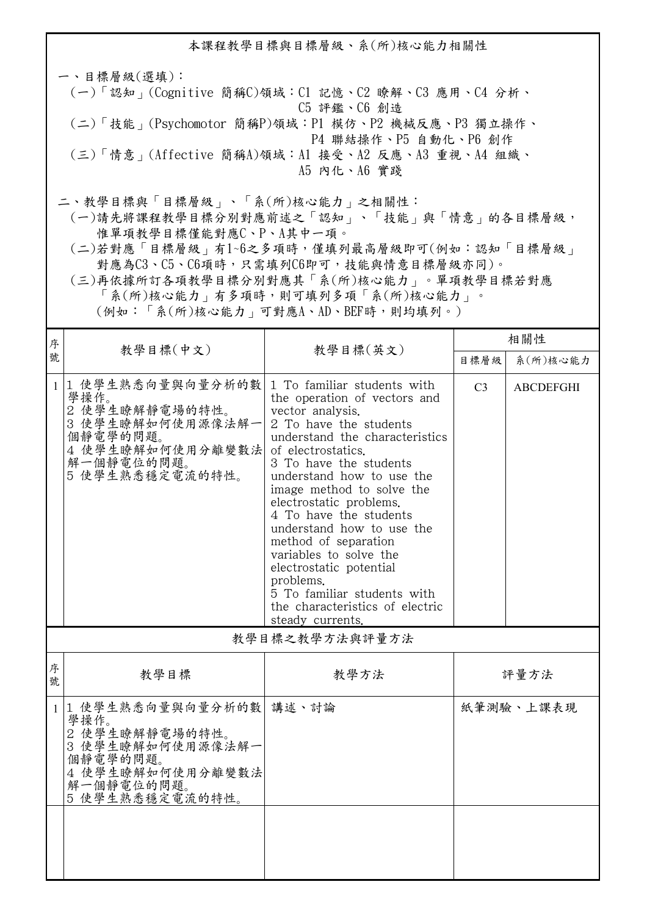## 本課程教學目標與目標層級、系(所)核心能力相關性

一、目標層級(選填)：

(一)「認知」(Cognitive 簡稱C)領域：C1 記憶、C2 瞭解、C3 應用、C4 分析、C5 評鑑、C6 創造

(二)「技能」(Psychomotor 簡稱P)領域：P1 模仿、P2 機械反應、P3 獨立操作、P4 聯結操作、P5 自動化、P6 創作

(三)「情意」(Affective 簡稱A)領域：A1 接受、A2 反應、A3 重視、A4 組織、A5 內化、A6 實踐

二、教學目標與「目標層級」、「系(所)核心能力」之相關性：

(一)請先將課程教學目標分別對應前述之「認知」、「技能」與「情意」的各目標層級，惟單項教學目標僅能對應C、P、A其中一項。

(二)若對應「目標層級」有1~6之多項時，僅填列最高層級即可(例如：認知「目標層級」對應為C3、C5、C6項時，只需填列C6即可，技能與情意目標層級亦同)。

(三)再依據所訂各項教學目標分別對應其「系(所)核心能力」。單項教學目標若對應「系(所)核心能力」有多項時，則可填列多項「系(所)核心能力」。(例如：「系(所)核心能力」可對應A、AD、BEF時，則均填列。)

| 序號 | 教學目標(中文) | 教學目標(英文) | 相關性 | |
|---|---|---|---|---|
| | | | 目標層級 | 系(所)核心能力 |
| 1 | 1 使學生熟悉向量與向量分析的數學操作。<br>2 使學生瞭解靜電場的特性。<br>3 使學生瞭解如何使用源像法解一個靜電學的問題。<br>4 使學生瞭解如何使用分離變數法解一個靜電位的問題。<br>5 使學生熟悉穩定電流的特性。 | 1 To familiar students with the operation of vectors and vector analysis.<br>2 To have the students understand the characteristics of electrostatics.<br>3 To have the students understand how to use the image method to solve the electrostatic problems.<br>4 To have the students understand how to use the method of separation variables to solve the electrostatic potential problems.<br>5 To familiar students with the characteristics of electric steady currents. | C3 | ABCDEFGHI |

## 教學目標之教學方法與評量方法

| 序號 | 教學目標 | 教學方法 | 評量方法 |
|---|---|---|---|
| 1 | 1 使學生熟悉向量與向量分析的數學操作。<br>2 使學生瞭解靜電場的特性。<br>3 使學生瞭解如何使用源像法解一個靜電學的問題。<br>4 使學生瞭解如何使用分離變數法解一個靜電位的問題。<br>5 使學生熟悉穩定電流的特性。 | 講述、討論 | 紙筆測驗、上課表現 |
| | | | |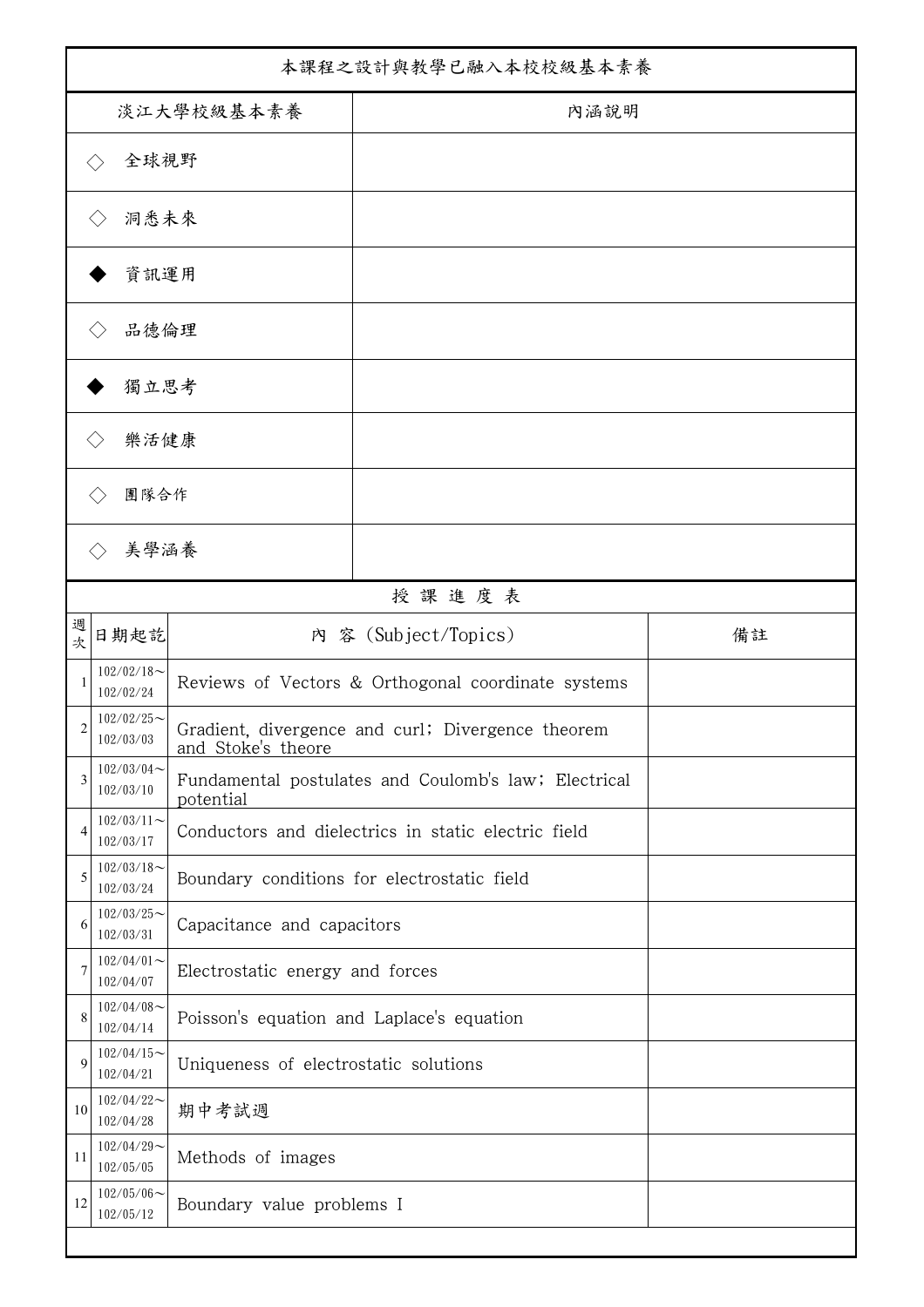| 本課程之設計與教學已融入本校校級基本素養 | |
|---|---|
| 淡江大學校級基本素養 | 內涵說明 |
| ◇ 全球視野 | |
| ◇ 洞悉未來 | |
| ◆ 資訊運用 | |
| ◇ 品德倫理 | |
| ◆ 獨立思考 | |
| ◇ 樂活健康 | |
| ◇ 團隊合作 | |
| ◇ 美學涵養 | |

授 課 進 度 表

| 週次 | 日期起訖 | 內 容 (Subject/Topics) | 備註 |
|---|---|---|---|
| 1 | 102/02/18～102/02/24 | Reviews of Vectors & Orthogonal coordinate systems | |
| 2 | 102/02/25～102/03/03 | Gradient, divergence and curl; Divergence theorem and Stoke's theore | |
| 3 | 102/03/04～102/03/10 | Fundamental postulates and Coulomb's law; Electrical potential | |
| 4 | 102/03/11～102/03/17 | Conductors and dielectrics in static electric field | |
| 5 | 102/03/18～102/03/24 | Boundary conditions for electrostatic field | |
| 6 | 102/03/25～102/03/31 | Capacitance and capacitors | |
| 7 | 102/04/01～102/04/07 | Electrostatic energy and forces | |
| 8 | 102/04/08～102/04/14 | Poisson's equation and Laplace's equation | |
| 9 | 102/04/15～102/04/21 | Uniqueness of electrostatic solutions | |
| 10 | 102/04/22～102/04/28 | 期中考試週 | |
| 11 | 102/04/29～102/05/05 | Methods of images | |
| 12 | 102/05/06～102/05/12 | Boundary value problems I | |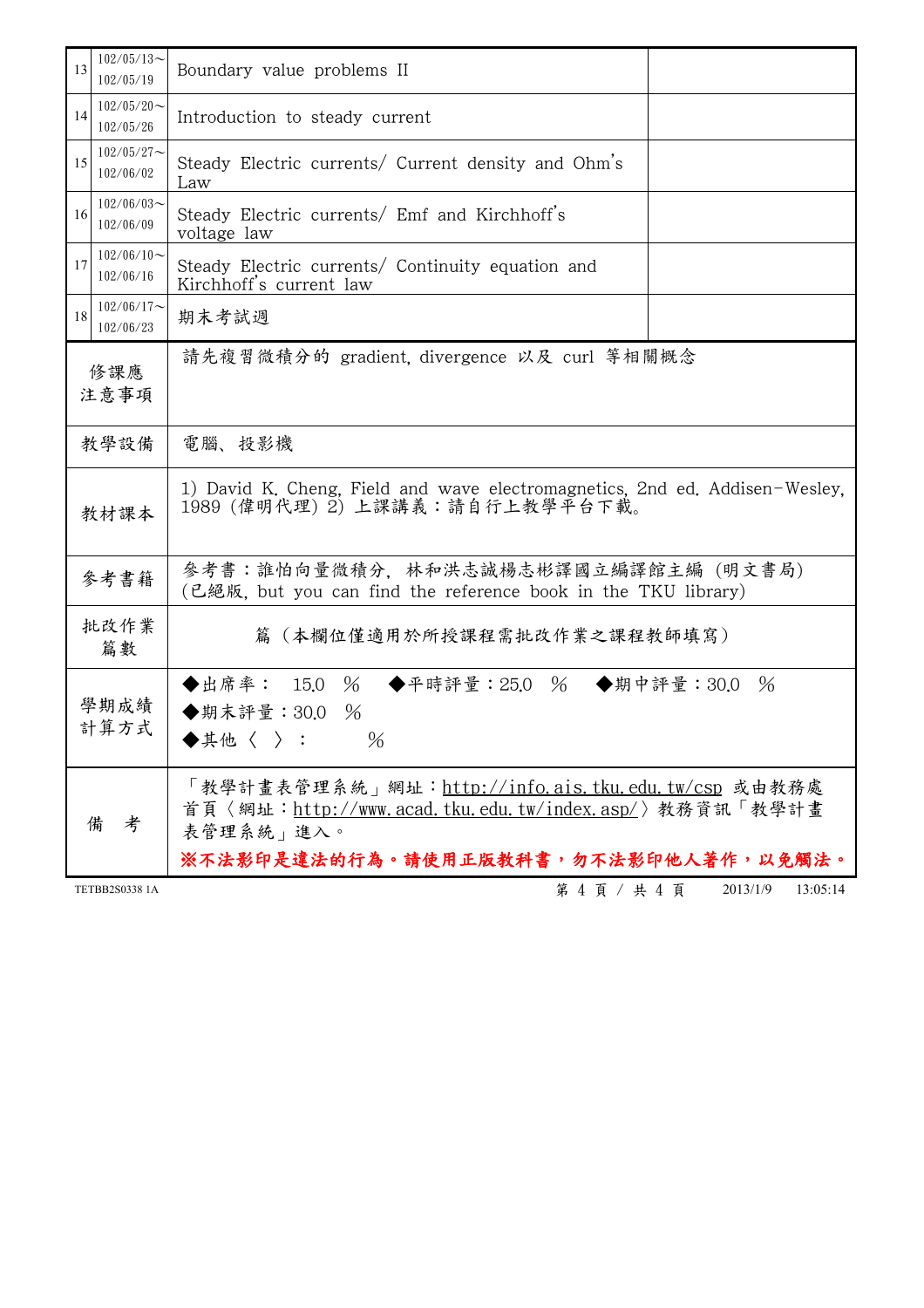| | | | |
|---|---|---|---|
| 13 | 102/05/13～<br>102/05/19 | Boundary value problems II | |
| 14 | 102/05/20～<br>102/05/26 | Introduction to steady current | |
| 15 | 102/05/27～<br>102/06/02 | Steady Electric currents/ Current density and Ohm's Law | |
| 16 | 102/06/03～<br>102/06/09 | Steady Electric currents/ Emf and Kirchhoff's voltage law | |
| 17 | 102/06/10～<br>102/06/16 | Steady Electric currents/ Continuity equation and Kirchhoff's current law | |
| 18 | 102/06/17～<br>102/06/23 | 期末考試週 | |

| | |
|---|---|
| 修課應注意事項 | 請先複習微積分的 gradient, divergence 以及 curl 等相關概念 |
| 教學設備 | 電腦、投影機 |
| 教材課本 | 1) David K. Cheng, Field and wave electromagnetics, 2nd ed. Addisen-Wesley, 1989 (偉明代理) 2) 上課講義：請自行上教學平台下載。 |
| 參考書籍 | 參考書：誰怕向量微積分, 林和洪志誠楊志彬譯國立編譯館主編 (明文書局) (已絕版, but you can find the reference book in the TKU library) |
| 批改作業篇數 | 篇（本欄位僅適用於所授課程需批改作業之課程教師填寫） |
| 學期成績計算方式 | ◆出席率： 15.0 ％ ◆平時評量：25.0 ％ ◆期中評量：30.0 ％<br>◆期末評量：30.0 ％<br>◆其他〈 〉： ％ |
| 備 考 | 「教學計畫表管理系統」網址：http://info.ais.tku.edu.tw/csp 或由教務處首頁〈網址：http://www.acad.tku.edu.tw/index.asp/〉教務資訊「教學計畫表管理系統」進入。<br>**※不法影印是違法的行為。請使用正版教科書，勿不法影印他人著作，以免觸法。** |

TETBB2S0338 1A　　2013/1/9　13:05:14